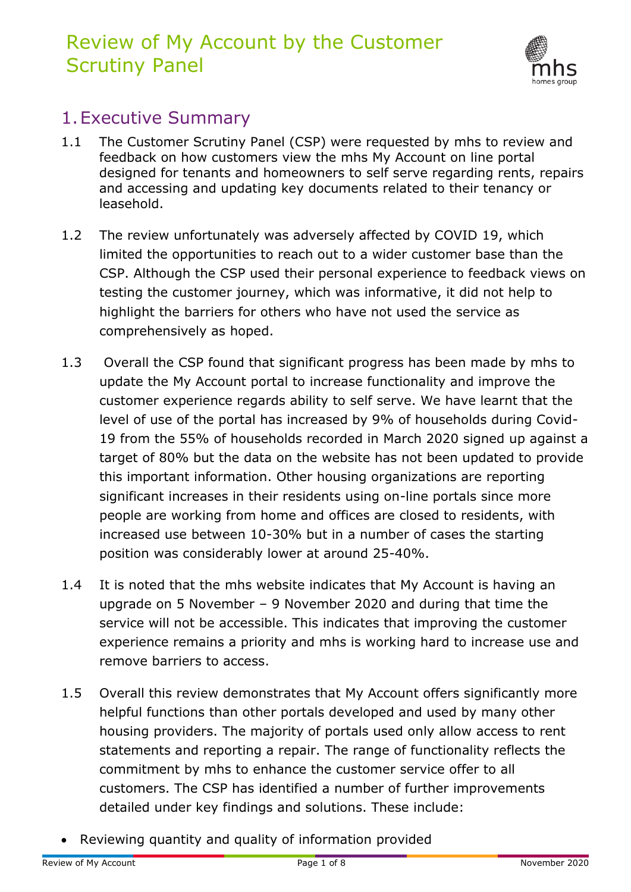# Review of My Account by the Customer Scrutiny Panel

## 1. Executive Summary

1.1 The Customer Scrutiny Panel (CSP) were requested by mhs to review and feedback on how customers view the mhs My Account on line portal designed for tenants and homeowners to self serve regarding rents, repairs and accessing and updating key documents related to their tenancy or leasehold.

1.2 The review unfortunately was adversely affected by COVID 19, which limited the opportunities to reach out to a wider customer base than the CSP. Although the CSP used their personal experience to feedback views on testing the customer journey, which was informative, it did not help to highlight the barriers for others who have not used the service as comprehensively as hoped.

1.3 Overall the CSP found that significant progress has been made by mhs to update the My Account portal to increase functionality and improve the customer experience regards ability to self serve. We have learnt that the level of use of the portal has increased by 9% of households during Covid-19 from the 55% of households recorded in March 2020 signed up against a target of 80% but the data on the website has not been updated to provide this important information. Other housing organizations are reporting significant increases in their residents using on-line portals since more people are working from home and offices are closed to residents, with increased use between 10-30% but in a number of cases the starting position was considerably lower at around 25-40%.

1.4 It is noted that the mhs website indicates that My Account is having an upgrade on 5 November – 9 November 2020 and during that time the service will not be accessible. This indicates that improving the customer experience remains a priority and mhs is working hard to increase use and remove barriers to access.

1.5 Overall this review demonstrates that My Account offers significantly more helpful functions than other portals developed and used by many other housing providers. The majority of portals used only allow access to rent statements and reporting a repair. The range of functionality reflects the commitment by mhs to enhance the customer service offer to all customers. The CSP has identified a number of further improvements detailed under key findings and solutions. These include:

- Reviewing quantity and quality of information provided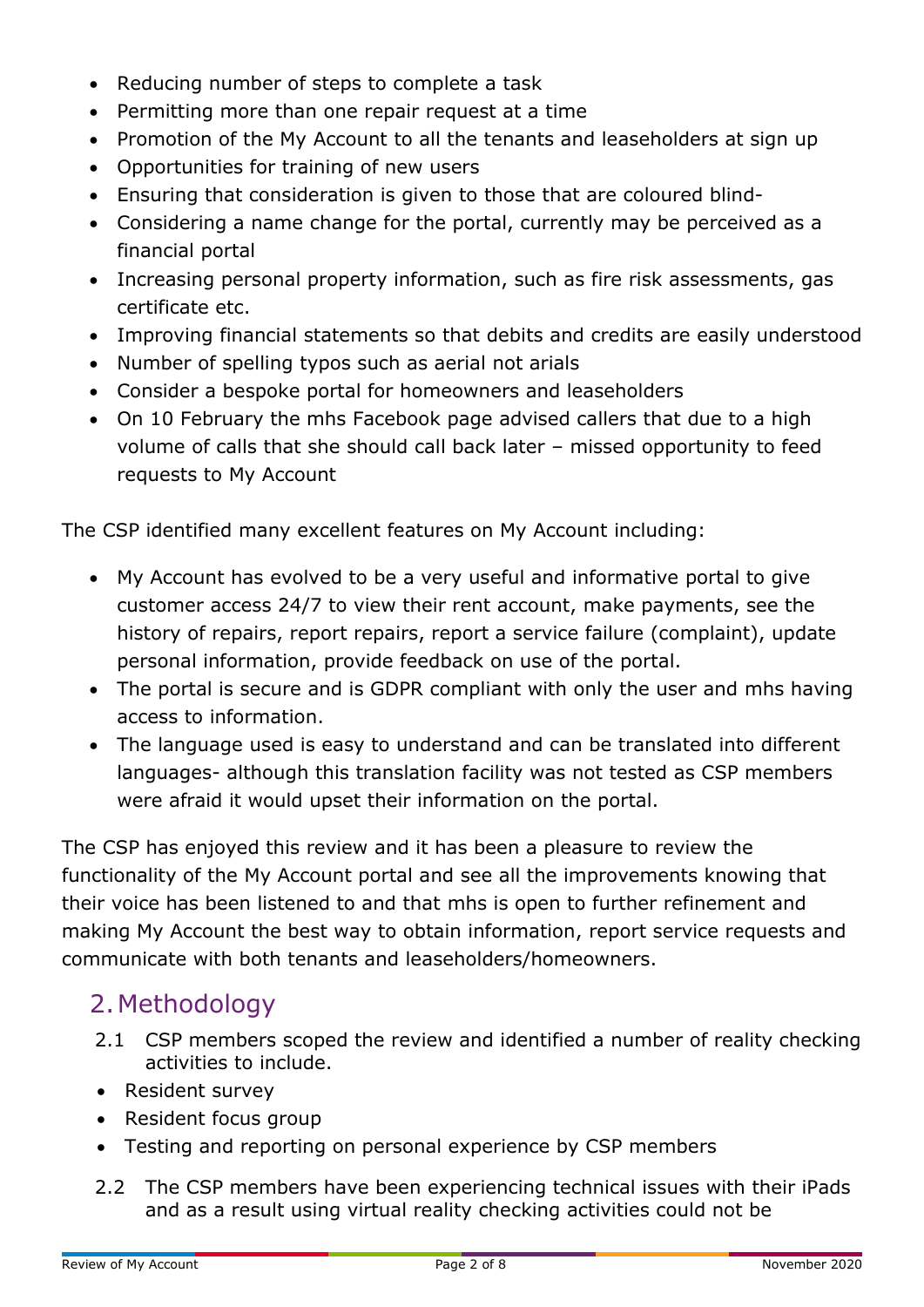- Reducing number of steps to complete a task
- Permitting more than one repair request at a time
- Promotion of the My Account to all the tenants and leaseholders at sign up
- Opportunities for training of new users
- Ensuring that consideration is given to those that are coloured blind-
- Considering a name change for the portal, currently may be perceived as a financial portal
- Increasing personal property information, such as fire risk assessments, gas certificate etc.
- Improving financial statements so that debits and credits are easily understood
- Number of spelling typos such as aerial not arials
- Consider a bespoke portal for homeowners and leaseholders
- On 10 February the mhs Facebook page advised callers that due to a high volume of calls that she should call back later – missed opportunity to feed requests to My Account

The CSP identified many excellent features on My Account including:

- My Account has evolved to be a very useful and informative portal to give customer access 24/7 to view their rent account, make payments, see the history of repairs, report repairs, report a service failure (complaint), update personal information, provide feedback on use of the portal.
- The portal is secure and is GDPR compliant with only the user and mhs having access to information.
- The language used is easy to understand and can be translated into different languages- although this translation facility was not tested as CSP members were afraid it would upset their information on the portal.

The CSP has enjoyed this review and it has been a pleasure to review the functionality of the My Account portal and see all the improvements knowing that their voice has been listened to and that mhs is open to further refinement and making My Account the best way to obtain information, report service requests and communicate with both tenants and leaseholders/homeowners.

## 2. Methodology

2.1 CSP members scoped the review and identified a number of reality checking activities to include.

- Resident survey
- Resident focus group
- Testing and reporting on personal experience by CSP members

2.2 The CSP members have been experiencing technical issues with their iPads and as a result using virtual reality checking activities could not be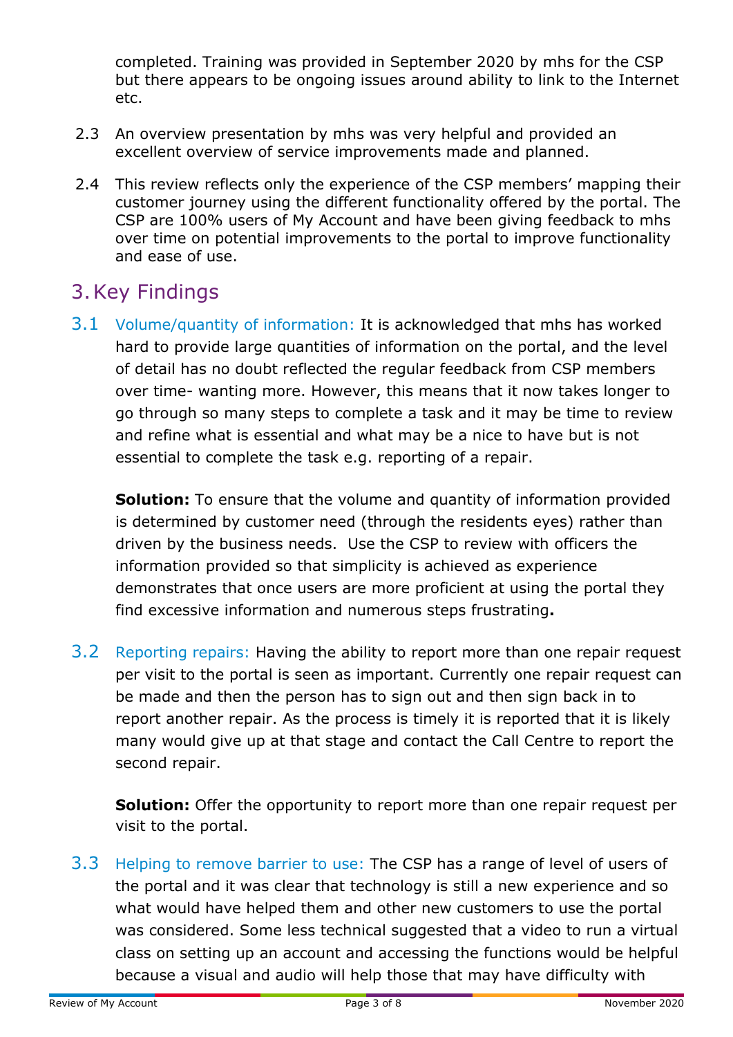completed. Training was provided in September 2020 by mhs for the CSP but there appears to be ongoing issues around ability to link to the Internet etc.

2.3 An overview presentation by mhs was very helpful and provided an excellent overview of service improvements made and planned.

2.4 This review reflects only the experience of the CSP members' mapping their customer journey using the different functionality offered by the portal. The CSP are 100% users of My Account and have been giving feedback to mhs over time on potential improvements to the portal to improve functionality and ease of use.

## 3. Key Findings

3.1 Volume/quantity of information: It is acknowledged that mhs has worked hard to provide large quantities of information on the portal, and the level of detail has no doubt reflected the regular feedback from CSP members over time- wanting more. However, this means that it now takes longer to go through so many steps to complete a task and it may be time to review and refine what is essential and what may be a nice to have but is not essential to complete the task e.g. reporting of a repair.

**Solution:** To ensure that the volume and quantity of information provided is determined by customer need (through the residents eyes) rather than driven by the business needs. Use the CSP to review with officers the information provided so that simplicity is achieved as experience demonstrates that once users are more proficient at using the portal they find excessive information and numerous steps frustrating**.**

3.2 Reporting repairs: Having the ability to report more than one repair request per visit to the portal is seen as important. Currently one repair request can be made and then the person has to sign out and then sign back in to report another repair. As the process is timely it is reported that it is likely many would give up at that stage and contact the Call Centre to report the second repair.

**Solution:** Offer the opportunity to report more than one repair request per visit to the portal.

3.3 Helping to remove barrier to use: The CSP has a range of level of users of the portal and it was clear that technology is still a new experience and so what would have helped them and other new customers to use the portal was considered. Some less technical suggested that a video to run a virtual class on setting up an account and accessing the functions would be helpful because a visual and audio will help those that may have difficulty with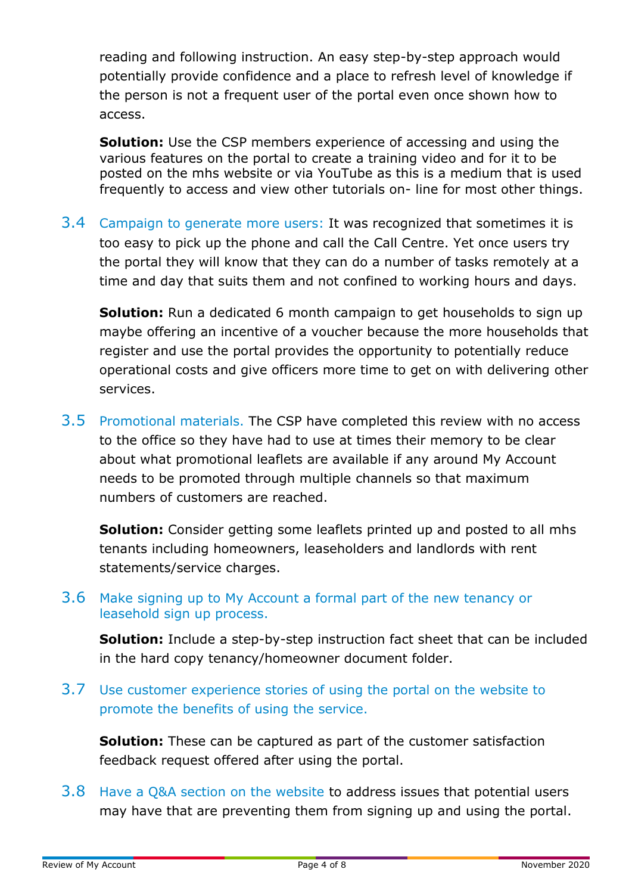reading and following instruction. An easy step-by-step approach would potentially provide confidence and a place to refresh level of knowledge if the person is not a frequent user of the portal even once shown how to access.

**Solution:** Use the CSP members experience of accessing and using the various features on the portal to create a training video and for it to be posted on the mhs website or via YouTube as this is a medium that is used frequently to access and view other tutorials on- line for most other things.

3.4 Campaign to generate more users: It was recognized that sometimes it is too easy to pick up the phone and call the Call Centre. Yet once users try the portal they will know that they can do a number of tasks remotely at a time and day that suits them and not confined to working hours and days.

**Solution:** Run a dedicated 6 month campaign to get households to sign up maybe offering an incentive of a voucher because the more households that register and use the portal provides the opportunity to potentially reduce operational costs and give officers more time to get on with delivering other services.

3.5 Promotional materials. The CSP have completed this review with no access to the office so they have had to use at times their memory to be clear about what promotional leaflets are available if any around My Account needs to be promoted through multiple channels so that maximum numbers of customers are reached.

**Solution:** Consider getting some leaflets printed up and posted to all mhs tenants including homeowners, leaseholders and landlords with rent statements/service charges.

3.6 Make signing up to My Account a formal part of the new tenancy or leasehold sign up process.

**Solution:** Include a step-by-step instruction fact sheet that can be included in the hard copy tenancy/homeowner document folder.

3.7 Use customer experience stories of using the portal on the website to promote the benefits of using the service.

**Solution:** These can be captured as part of the customer satisfaction feedback request offered after using the portal.

3.8 Have a Q&A section on the website to address issues that potential users may have that are preventing them from signing up and using the portal.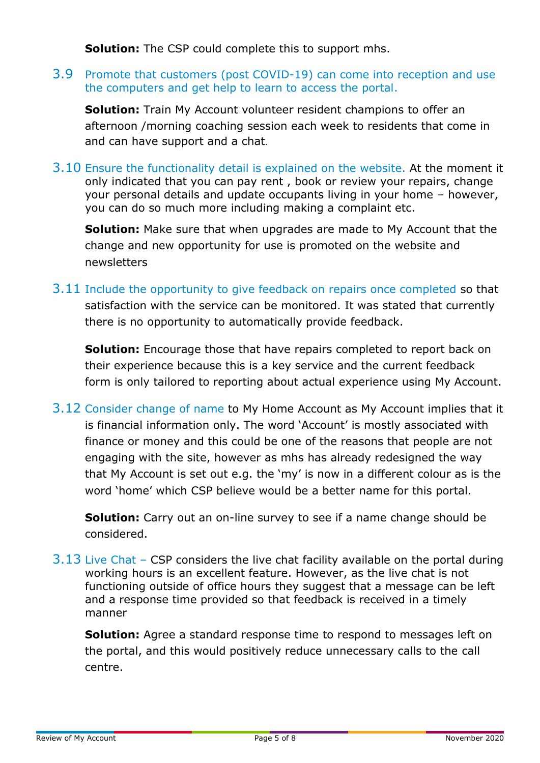**Solution:** The CSP could complete this to support mhs.

3.9 Promote that customers (post COVID-19) can come into reception and use the computers and get help to learn to access the portal.

**Solution:** Train My Account volunteer resident champions to offer an afternoon /morning coaching session each week to residents that come in and can have support and a chat.

3.10 Ensure the functionality detail is explained on the website. At the moment it only indicated that you can pay rent , book or review your repairs, change your personal details and update occupants living in your home – however, you can do so much more including making a complaint etc.

**Solution:** Make sure that when upgrades are made to My Account that the change and new opportunity for use is promoted on the website and newsletters

3.11 Include the opportunity to give feedback on repairs once completed so that satisfaction with the service can be monitored. It was stated that currently there is no opportunity to automatically provide feedback.

**Solution:** Encourage those that have repairs completed to report back on their experience because this is a key service and the current feedback form is only tailored to reporting about actual experience using My Account.

3.12 Consider change of name to My Home Account as My Account implies that it is financial information only. The word 'Account' is mostly associated with finance or money and this could be one of the reasons that people are not engaging with the site, however as mhs has already redesigned the way that My Account is set out e.g. the 'my' is now in a different colour as is the word 'home' which CSP believe would be a better name for this portal.

**Solution:** Carry out an on-line survey to see if a name change should be considered.

3.13 Live Chat – CSP considers the live chat facility available on the portal during working hours is an excellent feature. However, as the live chat is not functioning outside of office hours they suggest that a message can be left and a response time provided so that feedback is received in a timely manner

**Solution:** Agree a standard response time to respond to messages left on the portal, and this would positively reduce unnecessary calls to the call centre.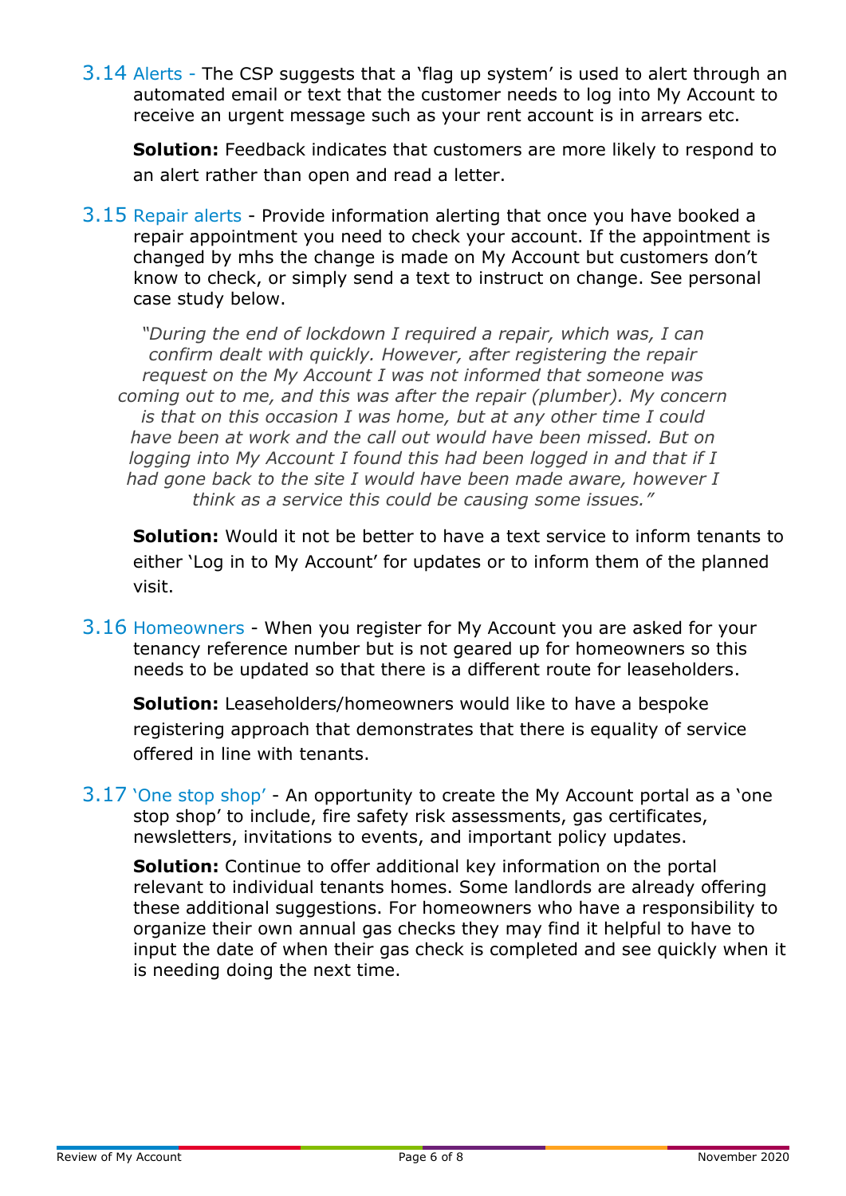3.14 Alerts - The CSP suggests that a 'flag up system' is used to alert through an automated email or text that the customer needs to log into My Account to receive an urgent message such as your rent account is in arrears etc.

**Solution:** Feedback indicates that customers are more likely to respond to an alert rather than open and read a letter.

3.15 Repair alerts - Provide information alerting that once you have booked a repair appointment you need to check your account. If the appointment is changed by mhs the change is made on My Account but customers don't know to check, or simply send a text to instruct on change. See personal case study below.

*"During the end of lockdown I required a repair, which was, I can confirm dealt with quickly. However, after registering the repair request on the My Account I was not informed that someone was coming out to me, and this was after the repair (plumber). My concern is that on this occasion I was home, but at any other time I could have been at work and the call out would have been missed. But on logging into My Account I found this had been logged in and that if I had gone back to the site I would have been made aware, however I think as a service this could be causing some issues."*

**Solution:** Would it not be better to have a text service to inform tenants to either 'Log in to My Account' for updates or to inform them of the planned visit.

3.16 Homeowners - When you register for My Account you are asked for your tenancy reference number but is not geared up for homeowners so this needs to be updated so that there is a different route for leaseholders.

**Solution:** Leaseholders/homeowners would like to have a bespoke registering approach that demonstrates that there is equality of service offered in line with tenants.

3.17 'One stop shop' - An opportunity to create the My Account portal as a 'one stop shop' to include, fire safety risk assessments, gas certificates, newsletters, invitations to events, and important policy updates.

**Solution:** Continue to offer additional key information on the portal relevant to individual tenants homes. Some landlords are already offering these additional suggestions. For homeowners who have a responsibility to organize their own annual gas checks they may find it helpful to have to input the date of when their gas check is completed and see quickly when it is needing doing the next time.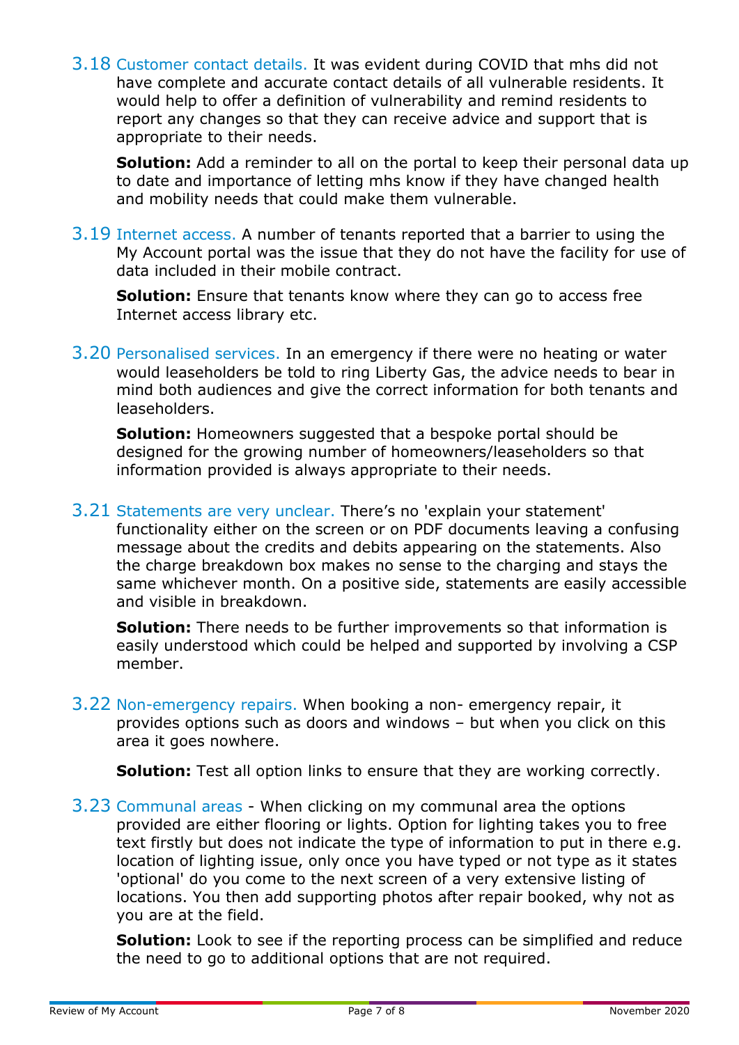3.18 Customer contact details. It was evident during COVID that mhs did not have complete and accurate contact details of all vulnerable residents. It would help to offer a definition of vulnerability and remind residents to report any changes so that they can receive advice and support that is appropriate to their needs.

**Solution:** Add a reminder to all on the portal to keep their personal data up to date and importance of letting mhs know if they have changed health and mobility needs that could make them vulnerable.

3.19 Internet access. A number of tenants reported that a barrier to using the My Account portal was the issue that they do not have the facility for use of data included in their mobile contract.

**Solution:** Ensure that tenants know where they can go to access free Internet access library etc.

3.20 Personalised services. In an emergency if there were no heating or water would leaseholders be told to ring Liberty Gas, the advice needs to bear in mind both audiences and give the correct information for both tenants and leaseholders.

**Solution:** Homeowners suggested that a bespoke portal should be designed for the growing number of homeowners/leaseholders so that information provided is always appropriate to their needs.

3.21 Statements are very unclear. There's no 'explain your statement' functionality either on the screen or on PDF documents leaving a confusing message about the credits and debits appearing on the statements. Also the charge breakdown box makes no sense to the charging and stays the same whichever month. On a positive side, statements are easily accessible and visible in breakdown.

**Solution:** There needs to be further improvements so that information is easily understood which could be helped and supported by involving a CSP member.

3.22 Non-emergency repairs. When booking a non- emergency repair, it provides options such as doors and windows – but when you click on this area it goes nowhere.

**Solution:** Test all option links to ensure that they are working correctly.

3.23 Communal areas - When clicking on my communal area the options provided are either flooring or lights. Option for lighting takes you to free text firstly but does not indicate the type of information to put in there e.g. location of lighting issue, only once you have typed or not type as it states 'optional' do you come to the next screen of a very extensive listing of locations. You then add supporting photos after repair booked, why not as you are at the field.

**Solution:** Look to see if the reporting process can be simplified and reduce the need to go to additional options that are not required.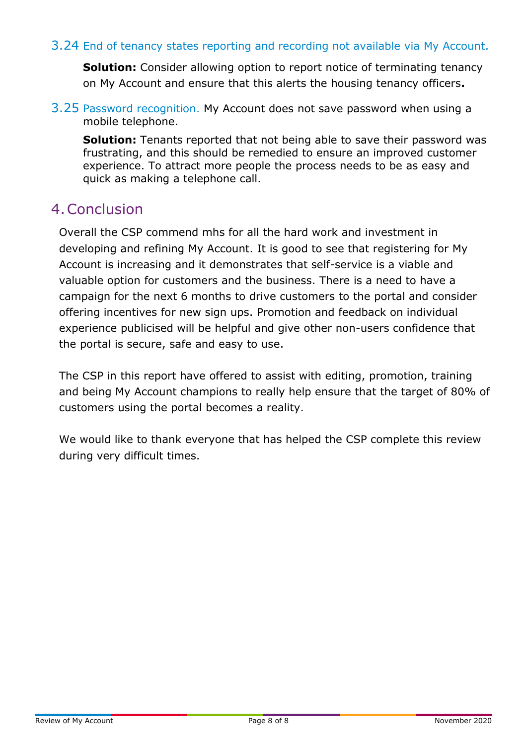### 3.24 End of tenancy states reporting and recording not available via My Account.

**Solution:** Consider allowing option to report notice of terminating tenancy on My Account and ensure that this alerts the housing tenancy officers**.**

### 3.25 Password recognition. My Account does not save password when using a mobile telephone.

**Solution:** Tenants reported that not being able to save their password was frustrating, and this should be remedied to ensure an improved customer experience. To attract more people the process needs to be as easy and quick as making a telephone call.

## 4. Conclusion

Overall the CSP commend mhs for all the hard work and investment in developing and refining My Account. It is good to see that registering for My Account is increasing and it demonstrates that self-service is a viable and valuable option for customers and the business. There is a need to have a campaign for the next 6 months to drive customers to the portal and consider offering incentives for new sign ups. Promotion and feedback on individual experience publicised will be helpful and give other non-users confidence that the portal is secure, safe and easy to use.

The CSP in this report have offered to assist with editing, promotion, training and being My Account champions to really help ensure that the target of 80% of customers using the portal becomes a reality.

We would like to thank everyone that has helped the CSP complete this review during very difficult times.